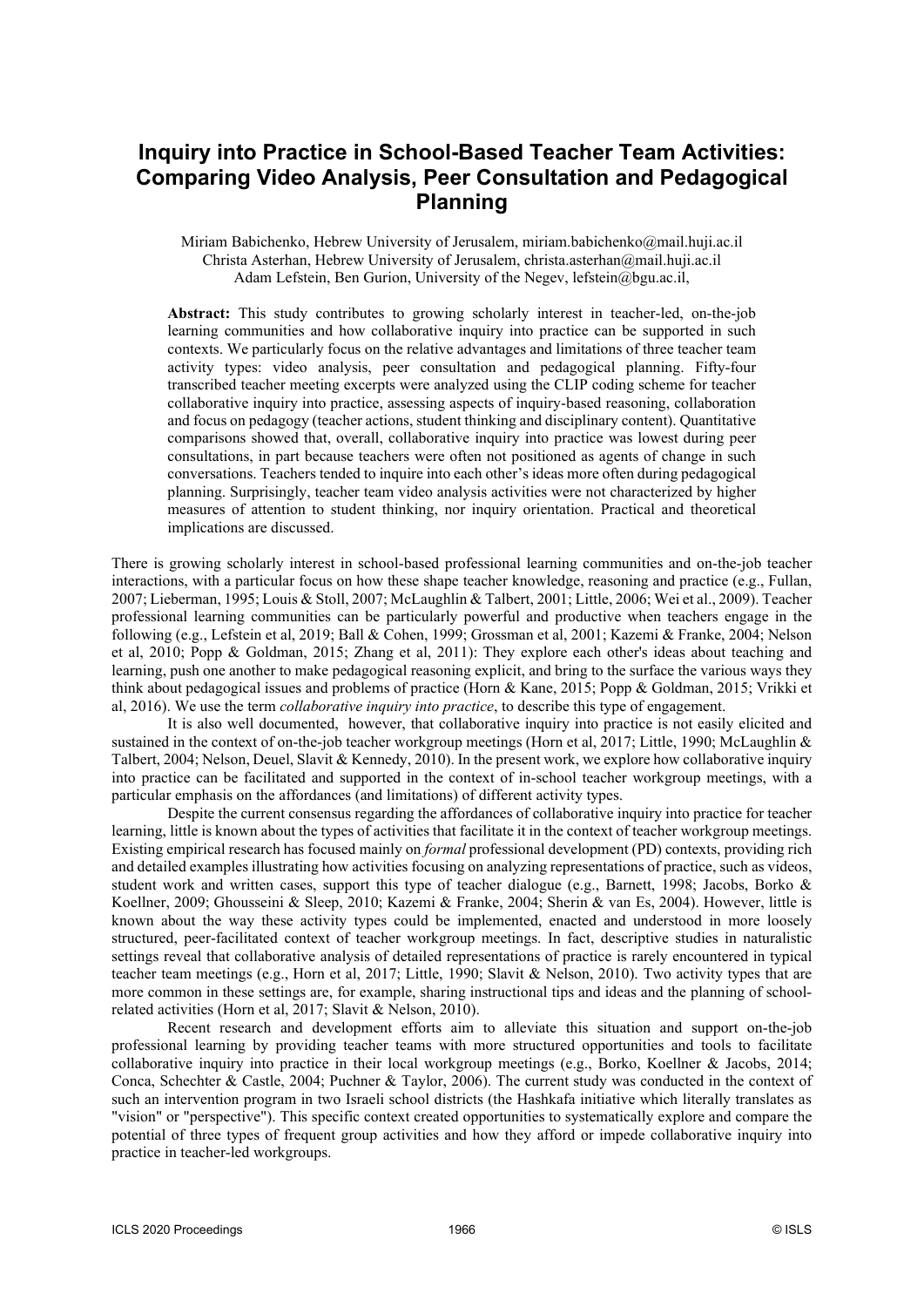# Inquiry into Practice in School-Based Teacher Team Activities: Comparing Video Analysis, Peer Consultation and Pedagogical Planning

Miriam Babichenko, Hebrew University of Jerusalem, miriam.babichenko@mail.huji.ac.il
Christa Asterhan, Hebrew University of Jerusalem, christa.asterhan@mail.huji.ac.il
Adam Lefstein, Ben Gurion, University of the Negev, lefstein@bgu.ac.il,

**Abstract:** This study contributes to growing scholarly interest in teacher-led, on-the-job learning communities and how collaborative inquiry into practice can be supported in such contexts. We particularly focus on the relative advantages and limitations of three teacher team activity types: video analysis, peer consultation and pedagogical planning. Fifty-four transcribed teacher meeting excerpts were analyzed using the CLIP coding scheme for teacher collaborative inquiry into practice, assessing aspects of inquiry-based reasoning, collaboration and focus on pedagogy (teacher actions, student thinking and disciplinary content). Quantitative comparisons showed that, overall, collaborative inquiry into practice was lowest during peer consultations, in part because teachers were often not positioned as agents of change in such conversations. Teachers tended to inquire into each other's ideas more often during pedagogical planning. Surprisingly, teacher team video analysis activities were not characterized by higher measures of attention to student thinking, nor inquiry orientation. Practical and theoretical implications are discussed.

There is growing scholarly interest in school-based professional learning communities and on-the-job teacher interactions, with a particular focus on how these shape teacher knowledge, reasoning and practice (e.g., Fullan, 2007; Lieberman, 1995; Louis & Stoll, 2007; McLaughlin & Talbert, 2001; Little, 2006; Wei et al., 2009). Teacher professional learning communities can be particularly powerful and productive when teachers engage in the following (e.g., Lefstein et al, 2019; Ball & Cohen, 1999; Grossman et al, 2001; Kazemi & Franke, 2004; Nelson et al, 2010; Popp & Goldman, 2015; Zhang et al, 2011): They explore each other's ideas about teaching and learning, push one another to make pedagogical reasoning explicit, and bring to the surface the various ways they think about pedagogical issues and problems of practice (Horn & Kane, 2015; Popp & Goldman, 2015; Vrikki et al, 2016). We use the term *collaborative inquiry into practice*, to describe this type of engagement.

It is also well documented, however, that collaborative inquiry into practice is not easily elicited and sustained in the context of on-the-job teacher workgroup meetings (Horn et al, 2017; Little, 1990; McLaughlin & Talbert, 2004; Nelson, Deuel, Slavit & Kennedy, 2010). In the present work, we explore how collaborative inquiry into practice can be facilitated and supported in the context of in-school teacher workgroup meetings, with a particular emphasis on the affordances (and limitations) of different activity types.

Despite the current consensus regarding the affordances of collaborative inquiry into practice for teacher learning, little is known about the types of activities that facilitate it in the context of teacher workgroup meetings. Existing empirical research has focused mainly on *formal* professional development (PD) contexts, providing rich and detailed examples illustrating how activities focusing on analyzing representations of practice, such as videos, student work and written cases, support this type of teacher dialogue (e.g., Barnett, 1998; Jacobs, Borko & Koellner, 2009; Ghousseini & Sleep, 2010; Kazemi & Franke, 2004; Sherin & van Es, 2004). However, little is known about the way these activity types could be implemented, enacted and understood in more loosely structured, peer-facilitated context of teacher workgroup meetings. In fact, descriptive studies in naturalistic settings reveal that collaborative analysis of detailed representations of practice is rarely encountered in typical teacher team meetings (e.g., Horn et al, 2017; Little, 1990; Slavit & Nelson, 2010). Two activity types that are more common in these settings are, for example, sharing instructional tips and ideas and the planning of school-related activities (Horn et al, 2017; Slavit & Nelson, 2010).

Recent research and development efforts aim to alleviate this situation and support on-the-job professional learning by providing teacher teams with more structured opportunities and tools to facilitate collaborative inquiry into practice in their local workgroup meetings (e.g., Borko, Koellner & Jacobs, 2014; Conca, Schechter & Castle, 2004; Puchner & Taylor, 2006). The current study was conducted in the context of such an intervention program in two Israeli school districts (the Hashkafa initiative which literally translates as "vision" or "perspective"). This specific context created opportunities to systematically explore and compare the potential of three types of frequent group activities and how they afford or impede collaborative inquiry into practice in teacher-led workgroups.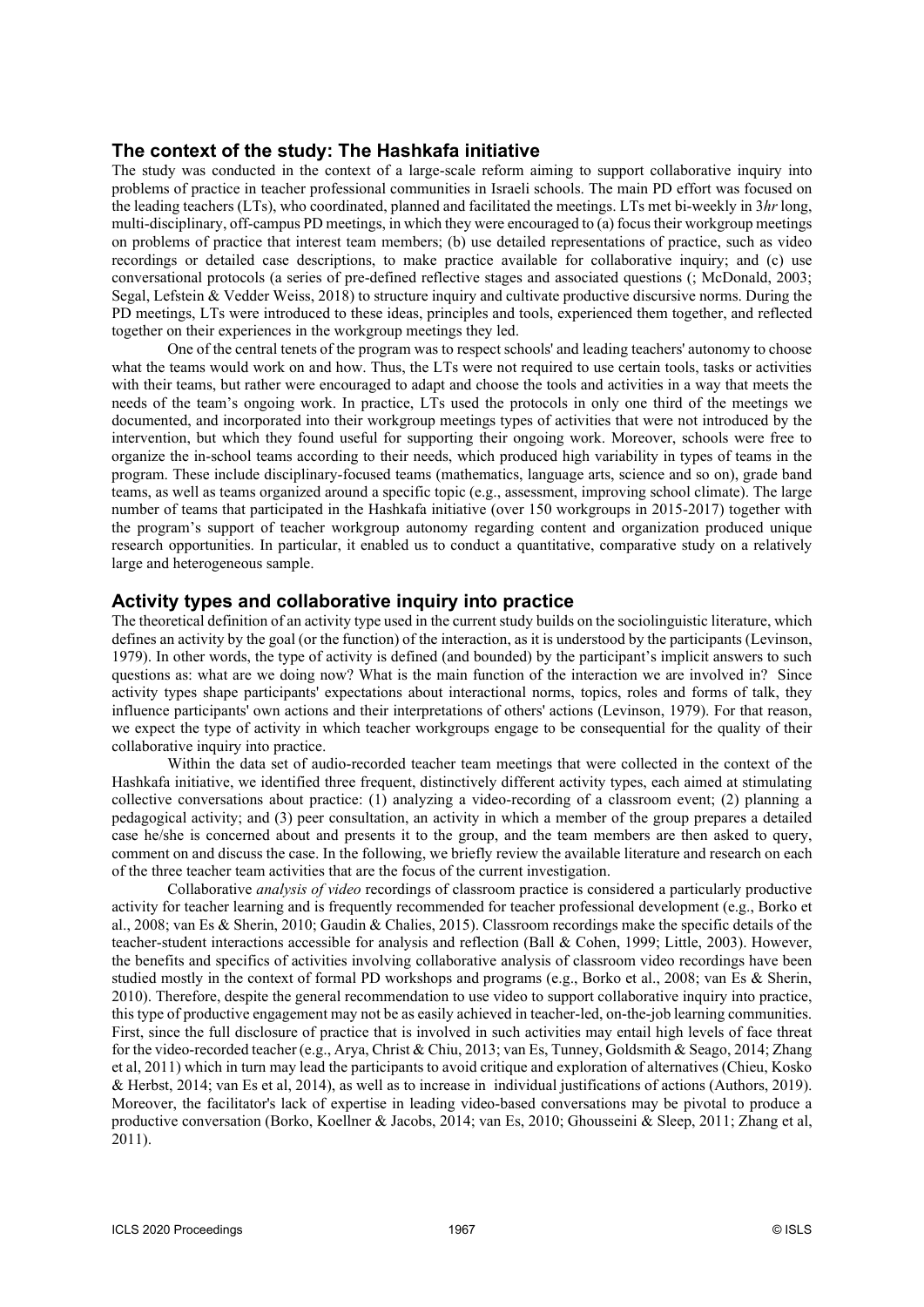## The context of the study: The Hashkafa initiative

The study was conducted in the context of a large-scale reform aiming to support collaborative inquiry into problems of practice in teacher professional communities in Israeli schools. The main PD effort was focused on the leading teachers (LTs), who coordinated, planned and facilitated the meetings. LTs met bi-weekly in 3*hr* long, multi-disciplinary, off-campus PD meetings, in which they were encouraged to (a) focus their workgroup meetings on problems of practice that interest team members; (b) use detailed representations of practice, such as video recordings or detailed case descriptions, to make practice available for collaborative inquiry; and (c) use conversational protocols (a series of pre-defined reflective stages and associated questions (; McDonald, 2003; Segal, Lefstein & Vedder Weiss, 2018) to structure inquiry and cultivate productive discursive norms. During the PD meetings, LTs were introduced to these ideas, principles and tools, experienced them together, and reflected together on their experiences in the workgroup meetings they led.

One of the central tenets of the program was to respect schools' and leading teachers' autonomy to choose what the teams would work on and how. Thus, the LTs were not required to use certain tools, tasks or activities with their teams, but rather were encouraged to adapt and choose the tools and activities in a way that meets the needs of the team's ongoing work. In practice, LTs used the protocols in only one third of the meetings we documented, and incorporated into their workgroup meetings types of activities that were not introduced by the intervention, but which they found useful for supporting their ongoing work. Moreover, schools were free to organize the in-school teams according to their needs, which produced high variability in types of teams in the program. These include disciplinary-focused teams (mathematics, language arts, science and so on), grade band teams, as well as teams organized around a specific topic (e.g., assessment, improving school climate). The large number of teams that participated in the Hashkafa initiative (over 150 workgroups in 2015-2017) together with the program's support of teacher workgroup autonomy regarding content and organization produced unique research opportunities. In particular, it enabled us to conduct a quantitative, comparative study on a relatively large and heterogeneous sample.

## Activity types and collaborative inquiry into practice

The theoretical definition of an activity type used in the current study builds on the sociolinguistic literature, which defines an activity by the goal (or the function) of the interaction, as it is understood by the participants (Levinson, 1979). In other words, the type of activity is defined (and bounded) by the participant's implicit answers to such questions as: what are we doing now? What is the main function of the interaction we are involved in? Since activity types shape participants' expectations about interactional norms, topics, roles and forms of talk, they influence participants' own actions and their interpretations of others' actions (Levinson, 1979). For that reason, we expect the type of activity in which teacher workgroups engage to be consequential for the quality of their collaborative inquiry into practice.

Within the data set of audio-recorded teacher team meetings that were collected in the context of the Hashkafa initiative, we identified three frequent, distinctively different activity types, each aimed at stimulating collective conversations about practice: (1) analyzing a video-recording of a classroom event; (2) planning a pedagogical activity; and (3) peer consultation, an activity in which a member of the group prepares a detailed case he/she is concerned about and presents it to the group, and the team members are then asked to query, comment on and discuss the case. In the following, we briefly review the available literature and research on each of the three teacher team activities that are the focus of the current investigation.

Collaborative *analysis of video* recordings of classroom practice is considered a particularly productive activity for teacher learning and is frequently recommended for teacher professional development (e.g., Borko et al., 2008; van Es & Sherin, 2010; Gaudin & Chalies, 2015). Classroom recordings make the specific details of the teacher-student interactions accessible for analysis and reflection (Ball & Cohen, 1999; Little, 2003). However, the benefits and specifics of activities involving collaborative analysis of classroom video recordings have been studied mostly in the context of formal PD workshops and programs (e.g., Borko et al., 2008; van Es & Sherin, 2010). Therefore, despite the general recommendation to use video to support collaborative inquiry into practice, this type of productive engagement may not be as easily achieved in teacher-led, on-the-job learning communities. First, since the full disclosure of practice that is involved in such activities may entail high levels of face threat for the video-recorded teacher (e.g., Arya, Christ & Chiu, 2013; van Es, Tunney, Goldsmith & Seago, 2014; Zhang et al, 2011) which in turn may lead the participants to avoid critique and exploration of alternatives (Chieu, Kosko & Herbst, 2014; van Es et al, 2014), as well as to increase in individual justifications of actions (Authors, 2019). Moreover, the facilitator's lack of expertise in leading video-based conversations may be pivotal to produce a productive conversation (Borko, Koellner & Jacobs, 2014; van Es, 2010; Ghousseini & Sleep, 2011; Zhang et al, 2011).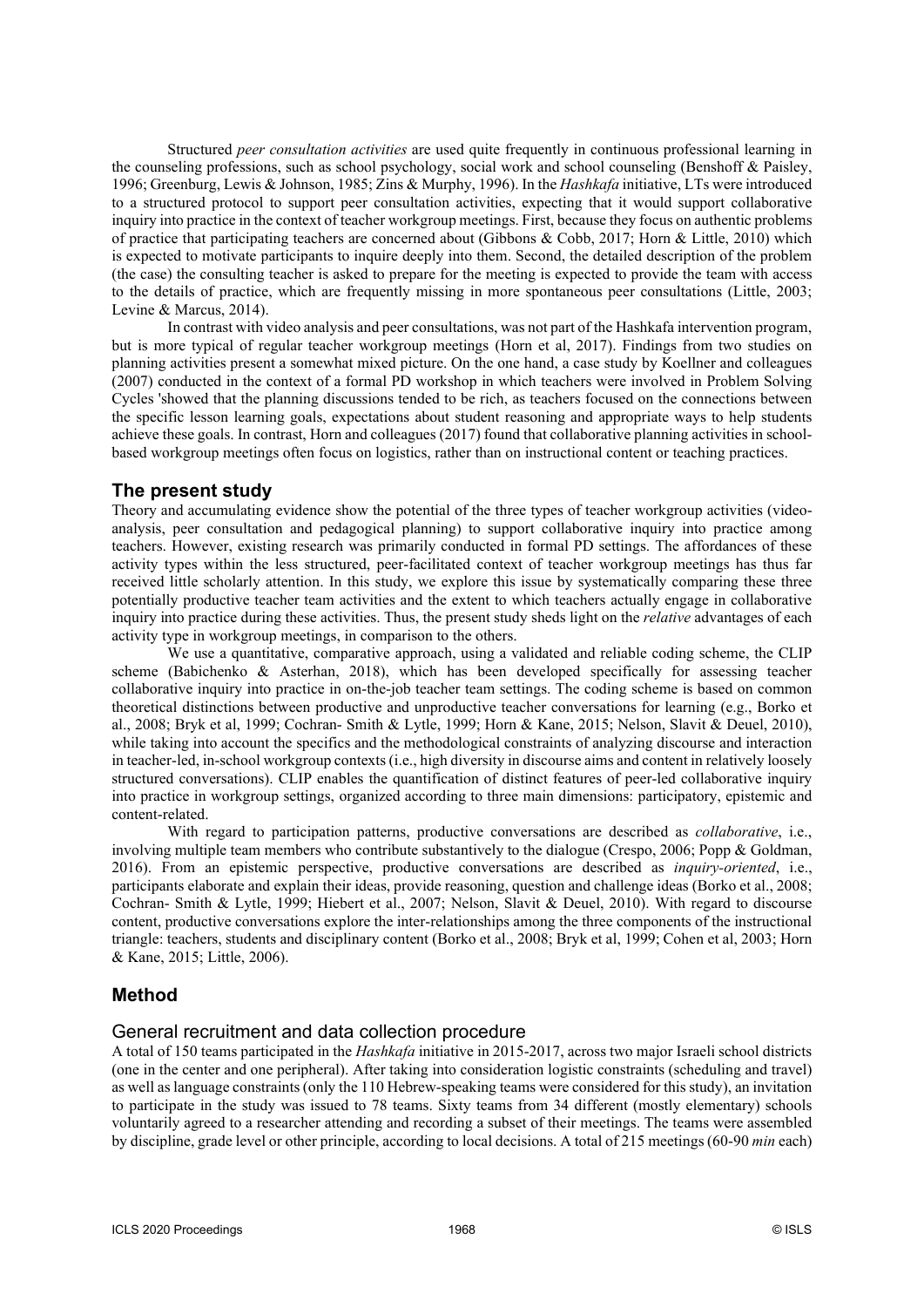Structured *peer consultation activities* are used quite frequently in continuous professional learning in the counseling professions, such as school psychology, social work and school counseling (Benshoff & Paisley, 1996; Greenburg, Lewis & Johnson, 1985; Zins & Murphy, 1996). In the *Hashkafa* initiative, LTs were introduced to a structured protocol to support peer consultation activities, expecting that it would support collaborative inquiry into practice in the context of teacher workgroup meetings. First, because they focus on authentic problems of practice that participating teachers are concerned about (Gibbons & Cobb, 2017; Horn & Little, 2010) which is expected to motivate participants to inquire deeply into them. Second, the detailed description of the problem (the case) the consulting teacher is asked to prepare for the meeting is expected to provide the team with access to the details of practice, which are frequently missing in more spontaneous peer consultations (Little, 2003; Levine & Marcus, 2014).

In contrast with video analysis and peer consultations, was not part of the Hashkafa intervention program, but is more typical of regular teacher workgroup meetings (Horn et al, 2017). Findings from two studies on planning activities present a somewhat mixed picture. On the one hand, a case study by Koellner and colleagues (2007) conducted in the context of a formal PD workshop in which teachers were involved in Problem Solving Cycles 'showed that the planning discussions tended to be rich, as teachers focused on the connections between the specific lesson learning goals, expectations about student reasoning and appropriate ways to help students achieve these goals. In contrast, Horn and colleagues (2017) found that collaborative planning activities in school-based workgroup meetings often focus on logistics, rather than on instructional content or teaching practices.

## The present study

Theory and accumulating evidence show the potential of the three types of teacher workgroup activities (video-analysis, peer consultation and pedagogical planning) to support collaborative inquiry into practice among teachers. However, existing research was primarily conducted in formal PD settings. The affordances of these activity types within the less structured, peer-facilitated context of teacher workgroup meetings has thus far received little scholarly attention. In this study, we explore this issue by systematically comparing these three potentially productive teacher team activities and the extent to which teachers actually engage in collaborative inquiry into practice during these activities. Thus, the present study sheds light on the *relative* advantages of each activity type in workgroup meetings, in comparison to the others.

We use a quantitative, comparative approach, using a validated and reliable coding scheme, the CLIP scheme (Babichenko & Asterhan, 2018), which has been developed specifically for assessing teacher collaborative inquiry into practice in on-the-job teacher team settings. The coding scheme is based on common theoretical distinctions between productive and unproductive teacher conversations for learning (e.g., Borko et al., 2008; Bryk et al, 1999; Cochran- Smith & Lytle, 1999; Horn & Kane, 2015; Nelson, Slavit & Deuel, 2010), while taking into account the specifics and the methodological constraints of analyzing discourse and interaction in teacher-led, in-school workgroup contexts (i.e., high diversity in discourse aims and content in relatively loosely structured conversations). CLIP enables the quantification of distinct features of peer-led collaborative inquiry into practice in workgroup settings, organized according to three main dimensions: participatory, epistemic and content-related.

With regard to participation patterns, productive conversations are described as *collaborative*, i.e., involving multiple team members who contribute substantively to the dialogue (Crespo, 2006; Popp & Goldman, 2016). From an epistemic perspective, productive conversations are described as *inquiry-oriented*, i.e., participants elaborate and explain their ideas, provide reasoning, question and challenge ideas (Borko et al., 2008; Cochran- Smith & Lytle, 1999; Hiebert et al., 2007; Nelson, Slavit & Deuel, 2010). With regard to discourse content, productive conversations explore the inter-relationships among the three components of the instructional triangle: teachers, students and disciplinary content (Borko et al., 2008; Bryk et al, 1999; Cohen et al, 2003; Horn & Kane, 2015; Little, 2006).

## Method

### General recruitment and data collection procedure

A total of 150 teams participated in the *Hashkafa* initiative in 2015-2017, across two major Israeli school districts (one in the center and one peripheral). After taking into consideration logistic constraints (scheduling and travel) as well as language constraints (only the 110 Hebrew-speaking teams were considered for this study), an invitation to participate in the study was issued to 78 teams. Sixty teams from 34 different (mostly elementary) schools voluntarily agreed to a researcher attending and recording a subset of their meetings. The teams were assembled by discipline, grade level or other principle, according to local decisions. A total of 215 meetings (60-90 *min* each)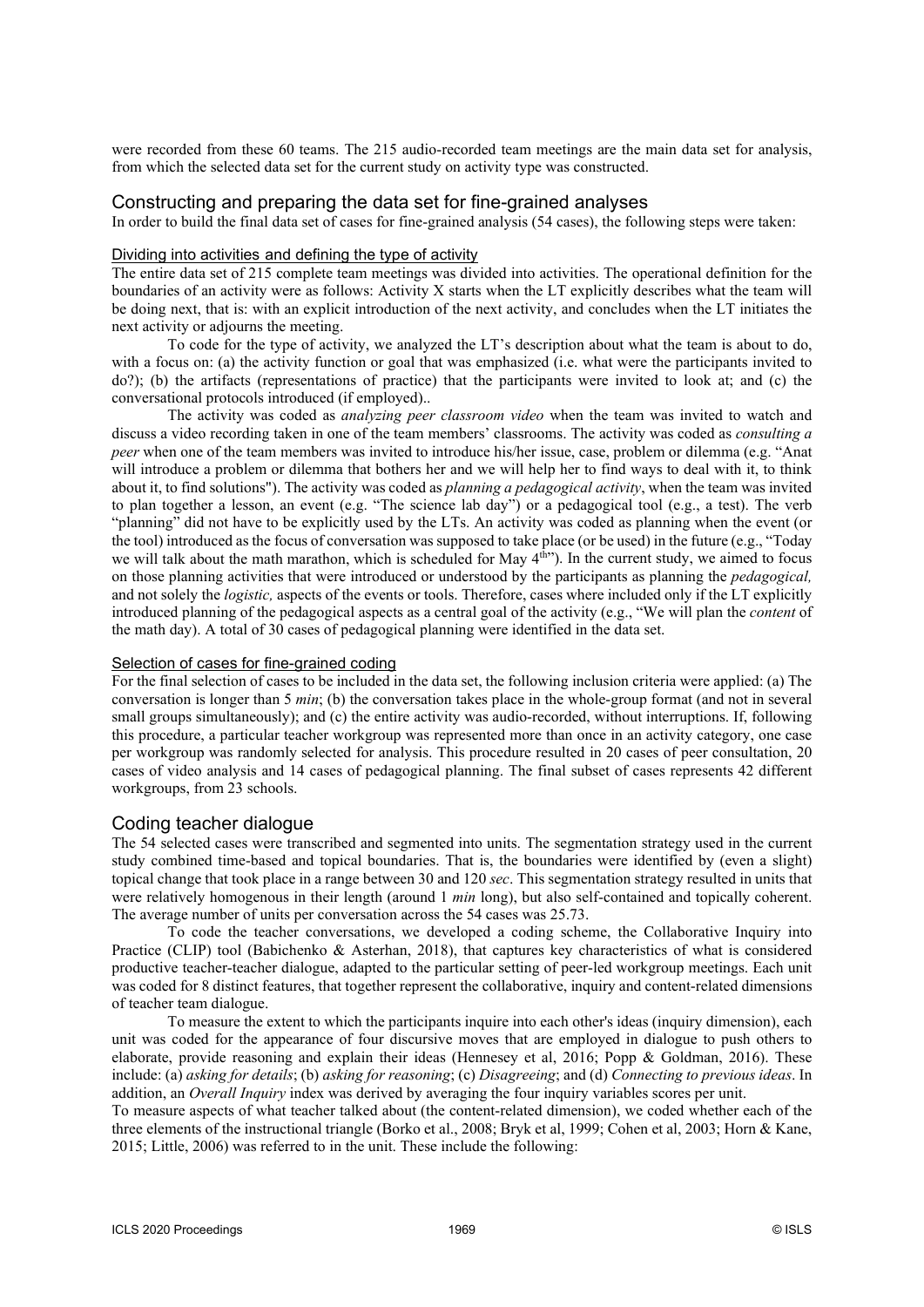were recorded from these 60 teams. The 215 audio-recorded team meetings are the main data set for analysis, from which the selected data set for the current study on activity type was constructed.

## Constructing and preparing the data set for fine-grained analyses

In order to build the final data set of cases for fine-grained analysis (54 cases), the following steps were taken:

### Dividing into activities and defining the type of activity

The entire data set of 215 complete team meetings was divided into activities. The operational definition for the boundaries of an activity were as follows: Activity X starts when the LT explicitly describes what the team will be doing next, that is: with an explicit introduction of the next activity, and concludes when the LT initiates the next activity or adjourns the meeting.

To code for the type of activity, we analyzed the LT's description about what the team is about to do, with a focus on: (a) the activity function or goal that was emphasized (i.e. what were the participants invited to do?); (b) the artifacts (representations of practice) that the participants were invited to look at; and (c) the conversational protocols introduced (if employed)..

The activity was coded as *analyzing peer classroom video* when the team was invited to watch and discuss a video recording taken in one of the team members' classrooms. The activity was coded as *consulting a peer* when one of the team members was invited to introduce his/her issue, case, problem or dilemma (e.g. "Anat will introduce a problem or dilemma that bothers her and we will help her to find ways to deal with it, to think about it, to find solutions"). The activity was coded as *planning a pedagogical activity*, when the team was invited to plan together a lesson, an event (e.g. "The science lab day") or a pedagogical tool (e.g., a test). The verb "planning" did not have to be explicitly used by the LTs. An activity was coded as planning when the event (or the tool) introduced as the focus of conversation was supposed to take place (or be used) in the future (e.g., "Today we will talk about the math marathon, which is scheduled for May 4th"). In the current study, we aimed to focus on those planning activities that were introduced or understood by the participants as planning the *pedagogical,* and not solely the *logistic,* aspects of the events or tools. Therefore, cases where included only if the LT explicitly introduced planning of the pedagogical aspects as a central goal of the activity (e.g., "We will plan the *content* of the math day). A total of 30 cases of pedagogical planning were identified in the data set.

### Selection of cases for fine-grained coding

For the final selection of cases to be included in the data set, the following inclusion criteria were applied: (a) The conversation is longer than 5 *min*; (b) the conversation takes place in the whole-group format (and not in several small groups simultaneously); and (c) the entire activity was audio-recorded, without interruptions. If, following this procedure, a particular teacher workgroup was represented more than once in an activity category, one case per workgroup was randomly selected for analysis. This procedure resulted in 20 cases of peer consultation, 20 cases of video analysis and 14 cases of pedagogical planning. The final subset of cases represents 42 different workgroups, from 23 schools.

## Coding teacher dialogue

The 54 selected cases were transcribed and segmented into units. The segmentation strategy used in the current study combined time-based and topical boundaries. That is, the boundaries were identified by (even a slight) topical change that took place in a range between 30 and 120 *sec*. This segmentation strategy resulted in units that were relatively homogenous in their length (around 1 *min* long), but also self-contained and topically coherent. The average number of units per conversation across the 54 cases was 25.73.

To code the teacher conversations, we developed a coding scheme, the Collaborative Inquiry into Practice (CLIP) tool (Babichenko & Asterhan, 2018), that captures key characteristics of what is considered productive teacher-teacher dialogue, adapted to the particular setting of peer-led workgroup meetings. Each unit was coded for 8 distinct features, that together represent the collaborative, inquiry and content-related dimensions of teacher team dialogue.

To measure the extent to which the participants inquire into each other's ideas (inquiry dimension), each unit was coded for the appearance of four discursive moves that are employed in dialogue to push others to elaborate, provide reasoning and explain their ideas (Hennesey et al, 2016; Popp & Goldman, 2016). These include: (a) *asking for details*; (b) *asking for reasoning*; (c) *Disagreeing*; and (d) *Connecting to previous ideas*. In addition, an *Overall Inquiry* index was derived by averaging the four inquiry variables scores per unit.

To measure aspects of what teacher talked about (the content-related dimension), we coded whether each of the three elements of the instructional triangle (Borko et al., 2008; Bryk et al, 1999; Cohen et al, 2003; Horn & Kane, 2015; Little, 2006) was referred to in the unit. These include the following: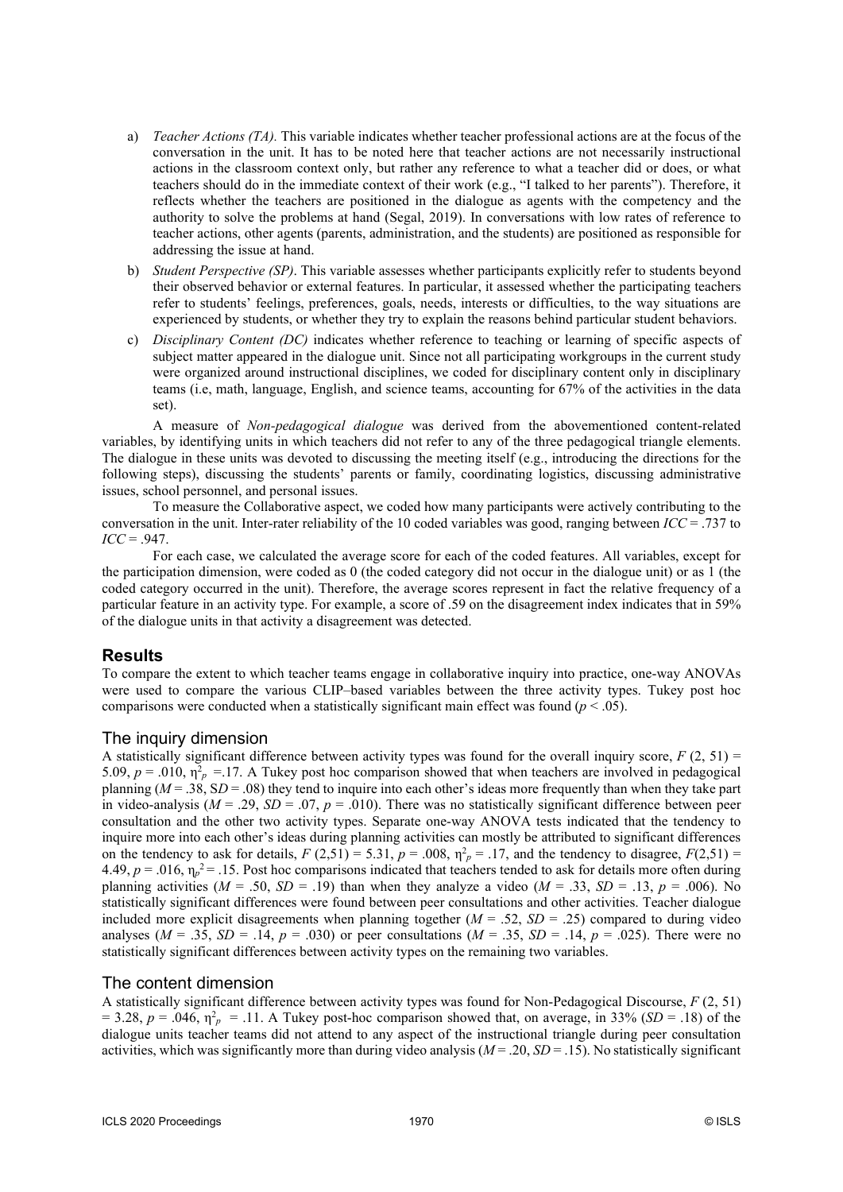a) *Teacher Actions (TA).* This variable indicates whether teacher professional actions are at the focus of the conversation in the unit. It has to be noted here that teacher actions are not necessarily instructional actions in the classroom context only, but rather any reference to what a teacher did or does, or what teachers should do in the immediate context of their work (e.g., "I talked to her parents"). Therefore, it reflects whether the teachers are positioned in the dialogue as agents with the competency and the authority to solve the problems at hand (Segal, 2019). In conversations with low rates of reference to teacher actions, other agents (parents, administration, and the students) are positioned as responsible for addressing the issue at hand.
b) *Student Perspective (SP).* This variable assesses whether participants explicitly refer to students beyond their observed behavior or external features. In particular, it assessed whether the participating teachers refer to students' feelings, preferences, goals, needs, interests or difficulties, to the way situations are experienced by students, or whether they try to explain the reasons behind particular student behaviors.
c) *Disciplinary Content (DC)* indicates whether reference to teaching or learning of specific aspects of subject matter appeared in the dialogue unit. Since not all participating workgroups in the current study were organized around instructional disciplines, we coded for disciplinary content only in disciplinary teams (i.e, math, language, English, and science teams, accounting for 67% of the activities in the data set).

A measure of *Non-pedagogical dialogue* was derived from the abovementioned content-related variables, by identifying units in which teachers did not refer to any of the three pedagogical triangle elements. The dialogue in these units was devoted to discussing the meeting itself (e.g., introducing the directions for the following steps), discussing the students' parents or family, coordinating logistics, discussing administrative issues, school personnel, and personal issues.

To measure the Collaborative aspect, we coded how many participants were actively contributing to the conversation in the unit. Inter-rater reliability of the 10 coded variables was good, ranging between *ICC* = .737 to *ICC* = .947.

For each case, we calculated the average score for each of the coded features. All variables, except for the participation dimension, were coded as 0 (the coded category did not occur in the dialogue unit) or as 1 (the coded category occurred in the unit). Therefore, the average scores represent in fact the relative frequency of a particular feature in an activity type. For example, a score of .59 on the disagreement index indicates that in 59% of the dialogue units in that activity a disagreement was detected.

## Results

To compare the extent to which teacher teams engage in collaborative inquiry into practice, one-way ANOVAs were used to compare the various CLIP–based variables between the three activity types. Tukey post hoc comparisons were conducted when a statistically significant main effect was found ($p < .05$).

### The inquiry dimension

A statistically significant difference between activity types was found for the overall inquiry score, $F(2, 51) = 5.09$, $p = .010$, $\eta^2_p = .17$. A Tukey post hoc comparison showed that when teachers are involved in pedagogical planning ($M = .38$, $SD = .08$) they tend to inquire into each other's ideas more frequently than when they take part in video-analysis ($M = .29$, $SD = .07$, $p = .010$). There was no statistically significant difference between peer consultation and the other two activity types. Separate one-way ANOVA tests indicated that the tendency to inquire more into each other's ideas during planning activities can mostly be attributed to significant differences on the tendency to ask for details, $F(2,51) = 5.31$, $p = .008$, $\eta^2_p = .17$, and the tendency to disagree, $F(2,51) = 4.49$, $p = .016$, $\eta_p^2 = .15$. Post hoc comparisons indicated that teachers tended to ask for details more often during planning activities ($M = .50$, $SD = .19$) than when they analyze a video ($M = .33$, $SD = .13$, $p = .006$). No statistically significant differences were found between peer consultations and other activities. Teacher dialogue included more explicit disagreements when planning together ($M = .52$, $SD = .25$) compared to during video analyses ($M = .35$, $SD = .14$, $p = .030$) or peer consultations ($M = .35$, $SD = .14$, $p = .025$). There were no statistically significant differences between activity types on the remaining two variables.

### The content dimension

A statistically significant difference between activity types was found for Non-Pedagogical Discourse, $F(2, 51) = 3.28$, $p = .046$, $\eta^2_p = .11$. A Tukey post-hoc comparison showed that, on average, in 33% ($SD = .18$) of the dialogue units teacher teams did not attend to any aspect of the instructional triangle during peer consultation activities, which was significantly more than during video analysis ($M = .20$, $SD = .15$). No statistically significant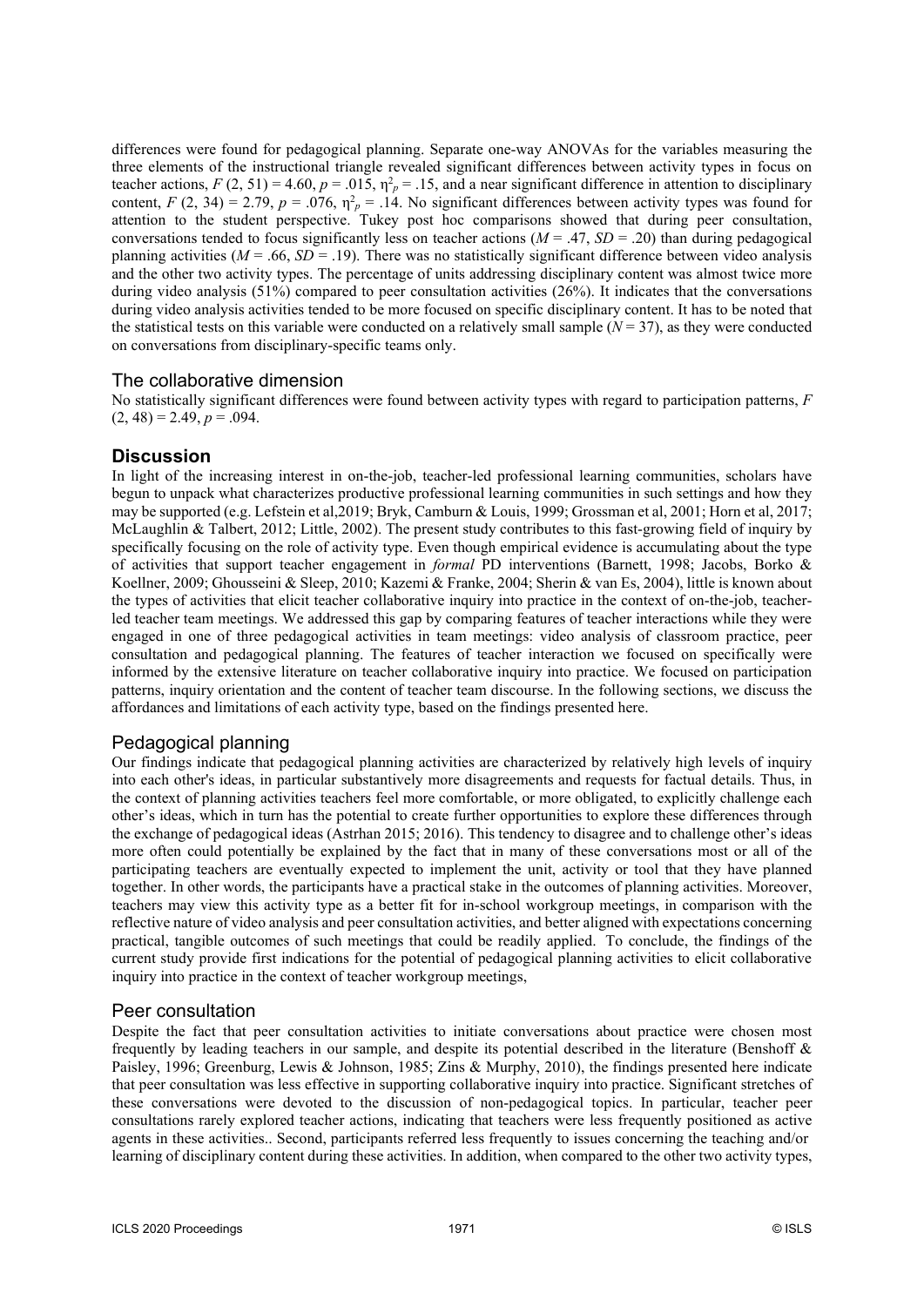differences were found for pedagogical planning. Separate one-way ANOVAs for the variables measuring the three elements of the instructional triangle revealed significant differences between activity types in focus on teacher actions, $F$ (2, 51) = 4.60, $p$ = .015, $\eta^2_p$ = .15, and a near significant difference in attention to disciplinary content, $F$ (2, 34) = 2.79, $p$ = .076, $\eta^2_p$ = .14. No significant differences between activity types was found for attention to the student perspective. Tukey post hoc comparisons showed that during peer consultation, conversations tended to focus significantly less on teacher actions ($M$ = .47, $SD$ = .20) than during pedagogical planning activities ($M$ = .66, $SD$ = .19). There was no statistically significant difference between video analysis and the other two activity types. The percentage of units addressing disciplinary content was almost twice more during video analysis (51%) compared to peer consultation activities (26%). It indicates that the conversations during video analysis activities tended to be more focused on specific disciplinary content. It has to be noted that the statistical tests on this variable were conducted on a relatively small sample ($N$ = 37), as they were conducted on conversations from disciplinary-specific teams only.

### The collaborative dimension

No statistically significant differences were found between activity types with regard to participation patterns, $F$ (2, 48) = 2.49, $p$ = .094.

## Discussion

In light of the increasing interest in on-the-job, teacher-led professional learning communities, scholars have begun to unpack what characterizes productive professional learning communities in such settings and how they may be supported (e.g. Lefstein et al,2019; Bryk, Camburn & Louis, 1999; Grossman et al, 2001; Horn et al, 2017; McLaughlin & Talbert, 2012; Little, 2002). The present study contributes to this fast-growing field of inquiry by specifically focusing on the role of activity type. Even though empirical evidence is accumulating about the type of activities that support teacher engagement in *formal* PD interventions (Barnett, 1998; Jacobs, Borko & Koellner, 2009; Ghousseini & Sleep, 2010; Kazemi & Franke, 2004; Sherin & van Es, 2004), little is known about the types of activities that elicit teacher collaborative inquiry into practice in the context of on-the-job, teacher-led teacher team meetings. We addressed this gap by comparing features of teacher interactions while they were engaged in one of three pedagogical activities in team meetings: video analysis of classroom practice, peer consultation and pedagogical planning. The features of teacher interaction we focused on specifically were informed by the extensive literature on teacher collaborative inquiry into practice. We focused on participation patterns, inquiry orientation and the content of teacher team discourse. In the following sections, we discuss the affordances and limitations of each activity type, based on the findings presented here.

### Pedagogical planning

Our findings indicate that pedagogical planning activities are characterized by relatively high levels of inquiry into each other's ideas, in particular substantively more disagreements and requests for factual details. Thus, in the context of planning activities teachers feel more comfortable, or more obligated, to explicitly challenge each other's ideas, which in turn has the potential to create further opportunities to explore these differences through the exchange of pedagogical ideas (Astrhan 2015; 2016). This tendency to disagree and to challenge other's ideas more often could potentially be explained by the fact that in many of these conversations most or all of the participating teachers are eventually expected to implement the unit, activity or tool that they have planned together. In other words, the participants have a practical stake in the outcomes of planning activities. Moreover, teachers may view this activity type as a better fit for in-school workgroup meetings, in comparison with the reflective nature of video analysis and peer consultation activities, and better aligned with expectations concerning practical, tangible outcomes of such meetings that could be readily applied. To conclude, the findings of the current study provide first indications for the potential of pedagogical planning activities to elicit collaborative inquiry into practice in the context of teacher workgroup meetings,

### Peer consultation

Despite the fact that peer consultation activities to initiate conversations about practice were chosen most frequently by leading teachers in our sample, and despite its potential described in the literature (Benshoff & Paisley, 1996; Greenburg, Lewis & Johnson, 1985; Zins & Murphy, 2010), the findings presented here indicate that peer consultation was less effective in supporting collaborative inquiry into practice. Significant stretches of these conversations were devoted to the discussion of non-pedagogical topics. In particular, teacher peer consultations rarely explored teacher actions, indicating that teachers were less frequently positioned as active agents in these activities.. Second, participants referred less frequently to issues concerning the teaching and/or learning of disciplinary content during these activities. In addition, when compared to the other two activity types,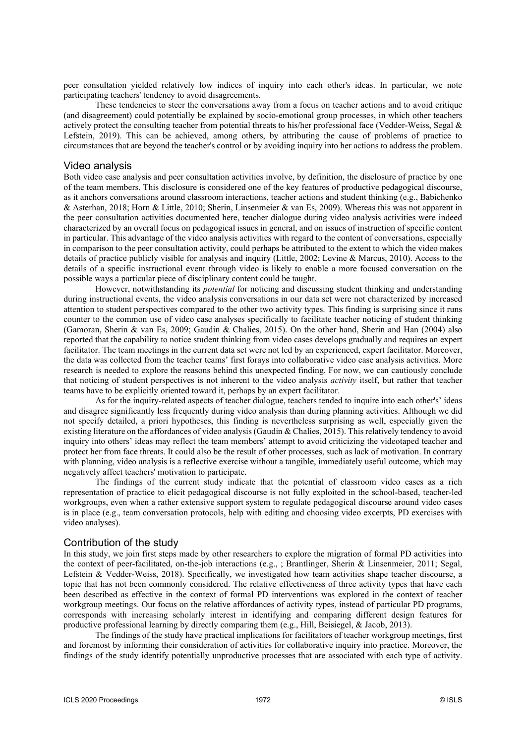peer consultation yielded relatively low indices of inquiry into each other's ideas. In particular, we note participating teachers' tendency to avoid disagreements.

These tendencies to steer the conversations away from a focus on teacher actions and to avoid critique (and disagreement) could potentially be explained by socio-emotional group processes, in which other teachers actively protect the consulting teacher from potential threats to his/her professional face (Vedder-Weiss, Segal & Lefstein, 2019). This can be achieved, among others, by attributing the cause of problems of practice to circumstances that are beyond the teacher's control or by avoiding inquiry into her actions to address the problem.

## Video analysis

Both video case analysis and peer consultation activities involve, by definition, the disclosure of practice by one of the team members. This disclosure is considered one of the key features of productive pedagogical discourse, as it anchors conversations around classroom interactions, teacher actions and student thinking (e.g., Babichenko & Asterhan, 2018; Horn & Little, 2010; Sherin, Linsenmeier & van Es, 2009). Whereas this was not apparent in the peer consultation activities documented here, teacher dialogue during video analysis activities were indeed characterized by an overall focus on pedagogical issues in general, and on issues of instruction of specific content in particular. This advantage of the video analysis activities with regard to the content of conversations, especially in comparison to the peer consultation activity, could perhaps be attributed to the extent to which the video makes details of practice publicly visible for analysis and inquiry (Little, 2002; Levine & Marcus, 2010). Access to the details of a specific instructional event through video is likely to enable a more focused conversation on the possible ways a particular piece of disciplinary content could be taught.

However, notwithstanding its *potential* for noticing and discussing student thinking and understanding during instructional events, the video analysis conversations in our data set were not characterized by increased attention to student perspectives compared to the other two activity types. This finding is surprising since it runs counter to the common use of video case analyses specifically to facilitate teacher noticing of student thinking (Gamoran, Sherin & van Es, 2009; Gaudin & Chalies, 2015). On the other hand, Sherin and Han (2004) also reported that the capability to notice student thinking from video cases develops gradually and requires an expert facilitator. The team meetings in the current data set were not led by an experienced, expert facilitator. Moreover, the data was collected from the teacher teams' first forays into collaborative video case analysis activities. More research is needed to explore the reasons behind this unexpected finding. For now, we can cautiously conclude that noticing of student perspectives is not inherent to the video analysis *activity* itself, but rather that teacher teams have to be explicitly oriented toward it, perhaps by an expert facilitator.

As for the inquiry-related aspects of teacher dialogue, teachers tended to inquire into each other's' ideas and disagree significantly less frequently during video analysis than during planning activities. Although we did not specify detailed, a priori hypotheses, this finding is nevertheless surprising as well, especially given the existing literature on the affordances of video analysis (Gaudin & Chalies, 2015). This relatively tendency to avoid inquiry into others' ideas may reflect the team members' attempt to avoid criticizing the videotaped teacher and protect her from face threats. It could also be the result of other processes, such as lack of motivation. In contrary with planning, video analysis is a reflective exercise without a tangible, immediately useful outcome, which may negatively affect teachers' motivation to participate.

The findings of the current study indicate that the potential of classroom video cases as a rich representation of practice to elicit pedagogical discourse is not fully exploited in the school-based, teacher-led workgroups, even when a rather extensive support system to regulate pedagogical discourse around video cases is in place (e.g., team conversation protocols, help with editing and choosing video excerpts, PD exercises with video analyses).

## Contribution of the study

In this study, we join first steps made by other researchers to explore the migration of formal PD activities into the context of peer-facilitated, on-the-job interactions (e.g., ; Brantlinger, Sherin & Linsenmeier, 2011; Segal, Lefstein & Vedder-Weiss, 2018). Specifically, we investigated how team activities shape teacher discourse, a topic that has not been commonly considered. The relative effectiveness of three activity types that have each been described as effective in the context of formal PD interventions was explored in the context of teacher workgroup meetings. Our focus on the relative affordances of activity types, instead of particular PD programs, corresponds with increasing scholarly interest in identifying and comparing different design features for productive professional learning by directly comparing them (e.g., Hill, Beisiegel, & Jacob, 2013).

The findings of the study have practical implications for facilitators of teacher workgroup meetings, first and foremost by informing their consideration of activities for collaborative inquiry into practice. Moreover, the findings of the study identify potentially unproductive processes that are associated with each type of activity.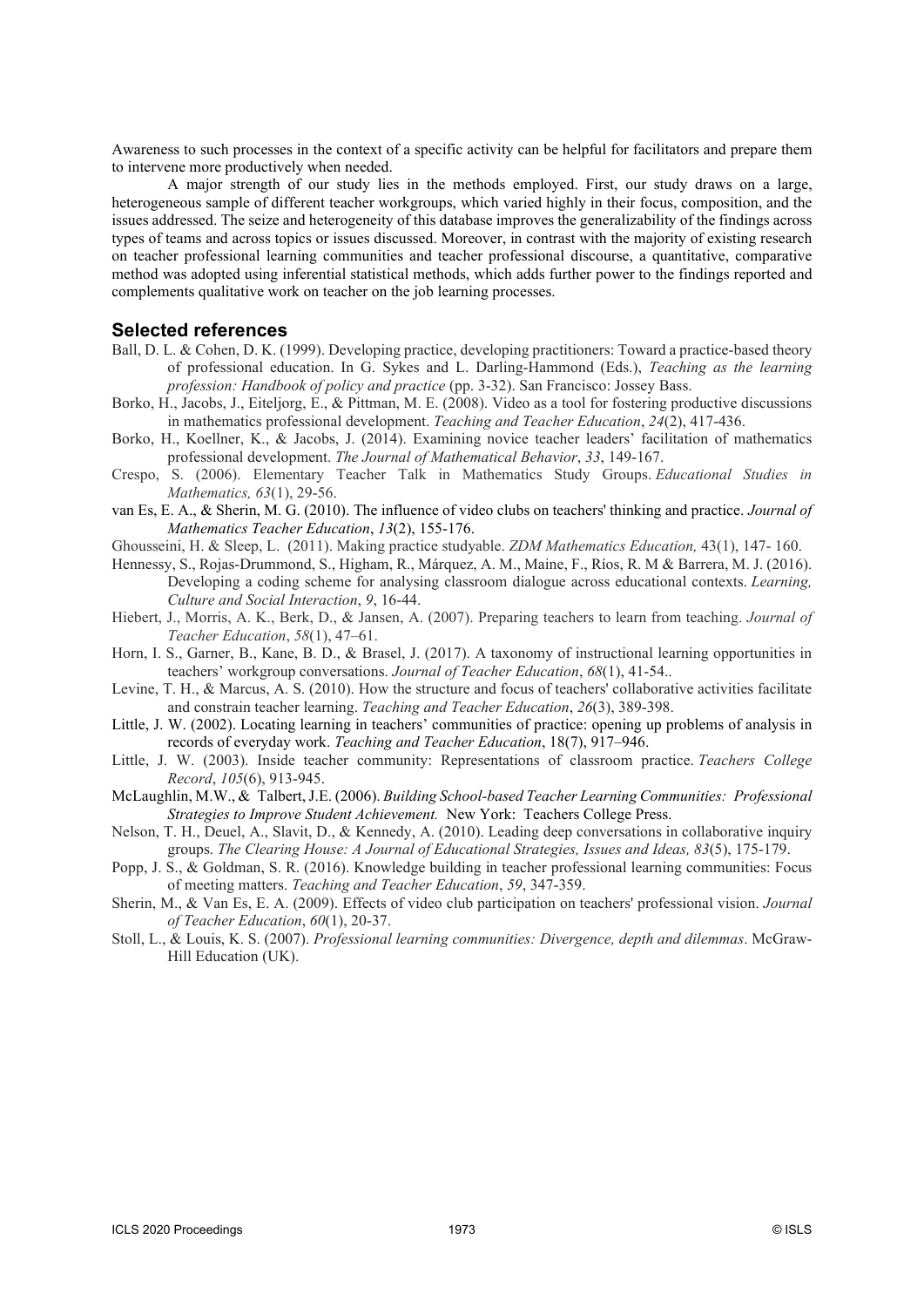Awareness to such processes in the context of a specific activity can be helpful for facilitators and prepare them to intervene more productively when needed.

A major strength of our study lies in the methods employed. First, our study draws on a large, heterogeneous sample of different teacher workgroups, which varied highly in their focus, composition, and the issues addressed. The seize and heterogeneity of this database improves the generalizability of the findings across types of teams and across topics or issues discussed. Moreover, in contrast with the majority of existing research on teacher professional learning communities and teacher professional discourse, a quantitative, comparative method was adopted using inferential statistical methods, which adds further power to the findings reported and complements qualitative work on teacher on the job learning processes.

## Selected references

Ball, D. L. & Cohen, D. K. (1999). Developing practice, developing practitioners: Toward a practice-based theory of professional education. In G. Sykes and L. Darling-Hammond (Eds.), *Teaching as the learning profession: Handbook of policy and practice* (pp. 3-32). San Francisco: Jossey Bass.

Borko, H., Jacobs, J., Eiteljorg, E., & Pittman, M. E. (2008). Video as a tool for fostering productive discussions in mathematics professional development. *Teaching and Teacher Education*, *24*(2), 417-436.

Borko, H., Koellner, K., & Jacobs, J. (2014). Examining novice teacher leaders' facilitation of mathematics professional development. *The Journal of Mathematical Behavior*, *33*, 149-167.

Crespo, S. (2006). Elementary Teacher Talk in Mathematics Study Groups. *Educational Studies in Mathematics, 63*(1), 29-56.

van Es, E. A., & Sherin, M. G. (2010). The influence of video clubs on teachers' thinking and practice. *Journal of Mathematics Teacher Education*, *13*(2), 155-176.

Ghousseini, H. & Sleep, L. (2011). Making practice studyable. *ZDM Mathematics Education,* 43(1), 147- 160.

Hennessy, S., Rojas-Drummond, S., Higham, R., Márquez, A. M., Maine, F., Ríos, R. M & Barrera, M. J. (2016). Developing a coding scheme for analysing classroom dialogue across educational contexts. *Learning, Culture and Social Interaction*, *9*, 16-44.

Hiebert, J., Morris, A. K., Berk, D., & Jansen, A. (2007). Preparing teachers to learn from teaching. *Journal of Teacher Education*, *58*(1), 47–61.

Horn, I. S., Garner, B., Kane, B. D., & Brasel, J. (2017). A taxonomy of instructional learning opportunities in teachers' workgroup conversations. *Journal of Teacher Education*, *68*(1), 41-54..

Levine, T. H., & Marcus, A. S. (2010). How the structure and focus of teachers' collaborative activities facilitate and constrain teacher learning. *Teaching and Teacher Education*, *26*(3), 389-398.

Little, J. W. (2002). Locating learning in teachers' communities of practice: opening up problems of analysis in records of everyday work. *Teaching and Teacher Education*, 18(7), 917–946.

Little, J. W. (2003). Inside teacher community: Representations of classroom practice. *Teachers College Record*, *105*(6), 913-945.

McLaughlin, M.W., & Talbert, J.E. (2006). *Building School-based Teacher Learning Communities: Professional Strategies to Improve Student Achievement.* New York: Teachers College Press.

Nelson, T. H., Deuel, A., Slavit, D., & Kennedy, A. (2010). Leading deep conversations in collaborative inquiry groups. *The Clearing House: A Journal of Educational Strategies, Issues and Ideas, 83*(5), 175-179.

Popp, J. S., & Goldman, S. R. (2016). Knowledge building in teacher professional learning communities: Focus of meeting matters. *Teaching and Teacher Education*, *59*, 347-359.

Sherin, M., & Van Es, E. A. (2009). Effects of video club participation on teachers' professional vision. *Journal of Teacher Education*, *60*(1), 20-37.

Stoll, L., & Louis, K. S. (2007). *Professional learning communities: Divergence, depth and dilemmas*. McGraw-Hill Education (UK).